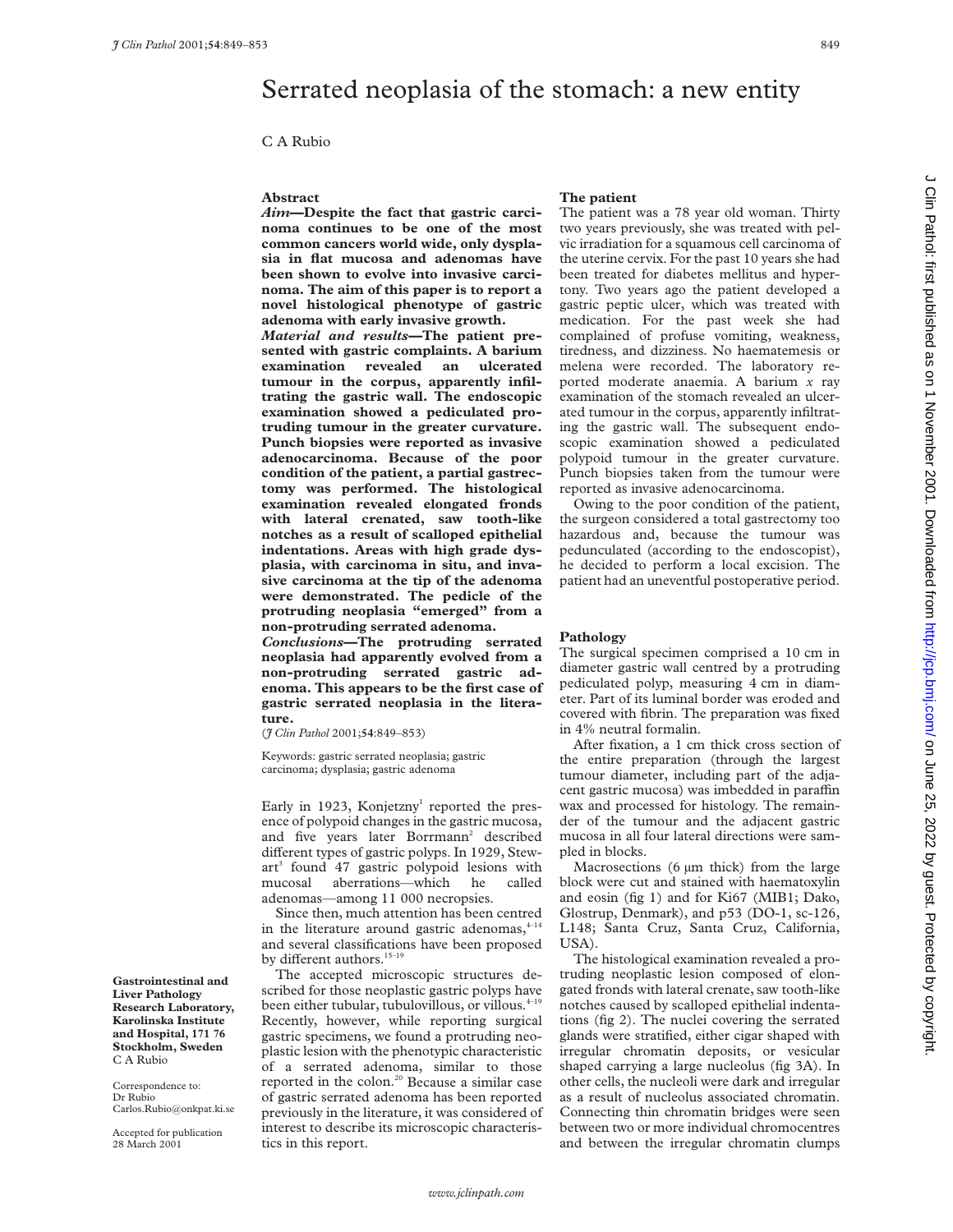# Serrated neoplasia of the stomach: a new entity

C A Rubio

## Abstract

***Aim*—Despite the fact that gastric carcinoma continues to be one of the most common cancers world wide, only dysplasia in flat mucosa and adenomas have been shown to evolve into invasive carcinoma. The aim of this paper is to report a novel histological phenotype of gastric adenoma with early invasive growth.**

***Material and results*—The patient presented with gastric complaints. A barium examination revealed an ulcerated tumour in the corpus, apparently infiltrating the gastric wall. The endoscopic examination showed a pediculated protruding tumour in the greater curvature. Punch biopsies were reported as invasive adenocarcinoma. Because of the poor condition of the patient, a partial gastrectomy was performed. The histological examination revealed elongated fronds with lateral crenated, saw tooth-like notches as a result of scalloped epithelial indentations. Areas with high grade dysplasia, with carcinoma in situ, and invasive carcinoma at the tip of the adenoma were demonstrated. The pedicle of the protruding neoplasia "emerged" from a non-protruding serrated adenoma.**

***Conclusions*—The protruding serrated neoplasia had apparently evolved from a non-protruding serrated gastric adenoma. This appears to be the first case of gastric serrated neoplasia in the literature.**

(*J Clin Pathol* 2001;**54**:849–853)

Keywords: gastric serrated neoplasia; gastric carcinoma; dysplasia; gastric adenoma

Early in 1923, Konjetzny[1] reported the presence of polypoid changes in the gastric mucosa, and five years later Borrmann[2] described different types of gastric polyps. In 1929, Stewart[3] found 47 gastric polypoid lesions with mucosal aberrations—which he called adenomas—among 11 000 necropsies.

Since then, much attention has been centred in the literature around gastric adenomas,[4–14] and several classifications have been proposed by different authors.[15–19]

The accepted microscopic structures described for those neoplastic gastric polyps have been either tubular, tubulovillous, or villous.[4–19] Recently, however, while reporting surgical gastric specimens, we found a protruding neoplastic lesion with the phenotypic characteristic of a serrated adenoma, similar to those reported in the colon.[20] Because a similar case of gastric serrated adenoma has been reported previously in the literature, it was considered of interest to describe its microscopic characteristics in this report.

**Gastrointestinal and Liver Pathology Research Laboratory, Karolinska Institute and Hospital, 171 76 Stockholm, Sweden**
C A Rubio

Correspondence to:
Dr Rubio
Carlos.Rubio@onkpat.ki.se

Accepted for publication 28 March 2001

## The patient

The patient was a 78 year old woman. Thirty two years previously, she was treated with pelvic irradiation for a squamous cell carcinoma of the uterine cervix. For the past 10 years she had been treated for diabetes mellitus and hypertony. Two years ago the patient developed a gastric peptic ulcer, which was treated with medication. For the past week she had complained of profuse vomiting, weakness, tiredness, and dizziness. No haematemesis or melena were recorded. The laboratory reported moderate anaemia. A barium *x* ray examination of the stomach revealed an ulcerated tumour in the corpus, apparently infiltrating the gastric wall. The subsequent endoscopic examination showed a pediculated polypoid tumour in the greater curvature. Punch biopsies taken from the tumour were reported as invasive adenocarcinoma.

Owing to the poor condition of the patient, the surgeon considered a total gastrectomy too hazardous and, because the tumour was pedunculated (according to the endoscopist), he decided to perform a local excision. The patient had an uneventful postoperative period.

## Pathology

The surgical specimen comprised a 10 cm in diameter gastric wall centred by a protruding pediculated polyp, measuring 4 cm in diameter. Part of its luminal border was eroded and covered with fibrin. The preparation was fixed in 4% neutral formalin.

After fixation, a 1 cm thick cross section of the entire preparation (through the largest tumour diameter, including part of the adjacent gastric mucosa) was imbedded in paraffin wax and processed for histology. The remainder of the tumour and the adjacent gastric mucosa in all four lateral directions were sampled in blocks.

Macrosections (6 µm thick) from the large block were cut and stained with haematoxylin and eosin (fig 1) and for Ki67 (MIB1; Dako, Glostrup, Denmark), and p53 (DO-1, sc-126, L148; Santa Cruz, Santa Cruz, California, USA).

The histological examination revealed a protruding neoplastic lesion composed of elongated fronds with lateral crenate, saw tooth-like notches caused by scalloped epithelial indentations (fig 2). The nuclei covering the serrated glands were stratified, either cigar shaped with irregular chromatin deposits, or vesicular shaped carrying a large nucleolus (fig 3A). In other cells, the nucleoli were dark and irregular as a result of nucleolus associated chromatin. Connecting thin chromatin bridges were seen between two or more individual chromocentres and between the irregular chromatin clumps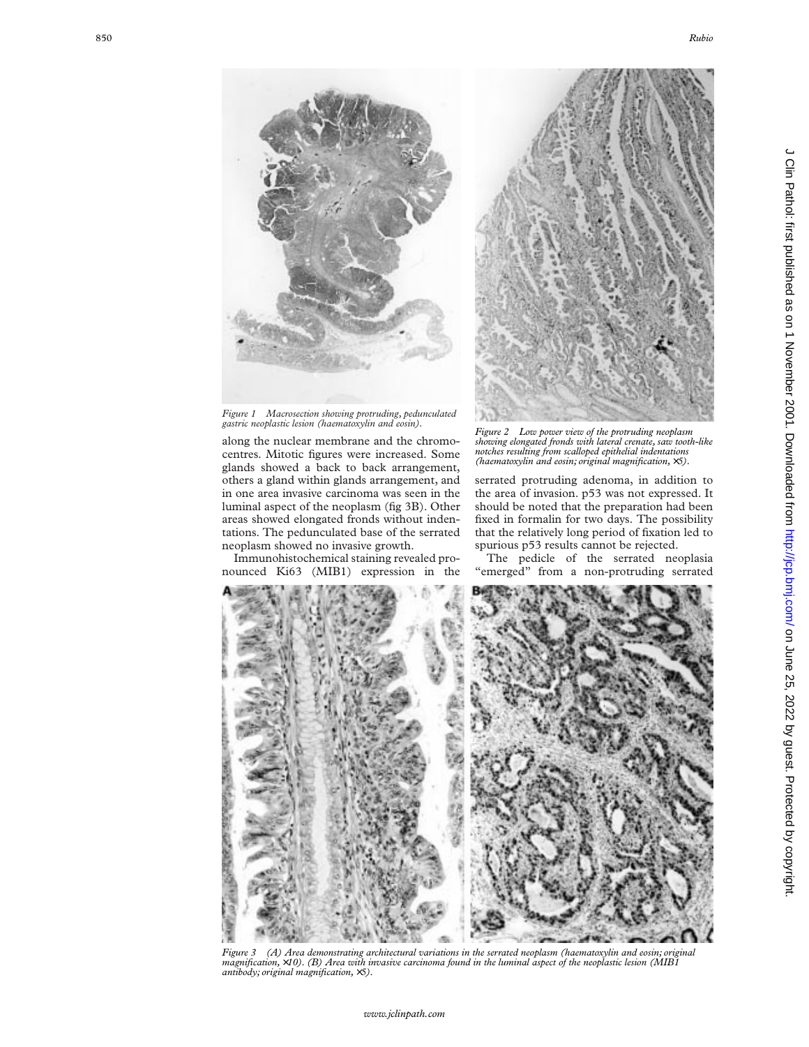Figure 1 Macrosection showing protruding, pedunculated gastric neoplastic lesion (haematoxylin and eosin).

Figure 2 Low power view of the protruding neoplasm showing elongated fronds with lateral crenate, saw tooth-like notches resulting from scalloped epithelial indentations (haematoxylin and eosin; original magnification, ×5).

along the nuclear membrane and the chromocentres. Mitotic figures were increased. Some glands showed a back to back arrangement, others a gland within glands arrangement, and in one area invasive carcinoma was seen in the luminal aspect of the neoplasm (fig 3B). Other areas showed elongated fronds without indentations. The pedunculated base of the serrated neoplasm showed no invasive growth.

Immunohistochemical staining revealed pronounced Ki63 (MIB1) expression in the serrated protruding adenoma, in addition to the area of invasion. p53 was not expressed. It should be noted that the preparation had been fixed in formalin for two days. The possibility that the relatively long period of fixation led to spurious p53 results cannot be rejected.

The pedicle of the serrated neoplasia "emerged" from a non-protruding serrated

Figure 3 (A) Area demonstrating architectural variations in the serrated neoplasm (haematoxylin and eosin; original magnification, ×10). (B) Area with invasive carcinoma found in the luminal aspect of the neoplastic lesion (MIB1 antibody; original magnification, ×5).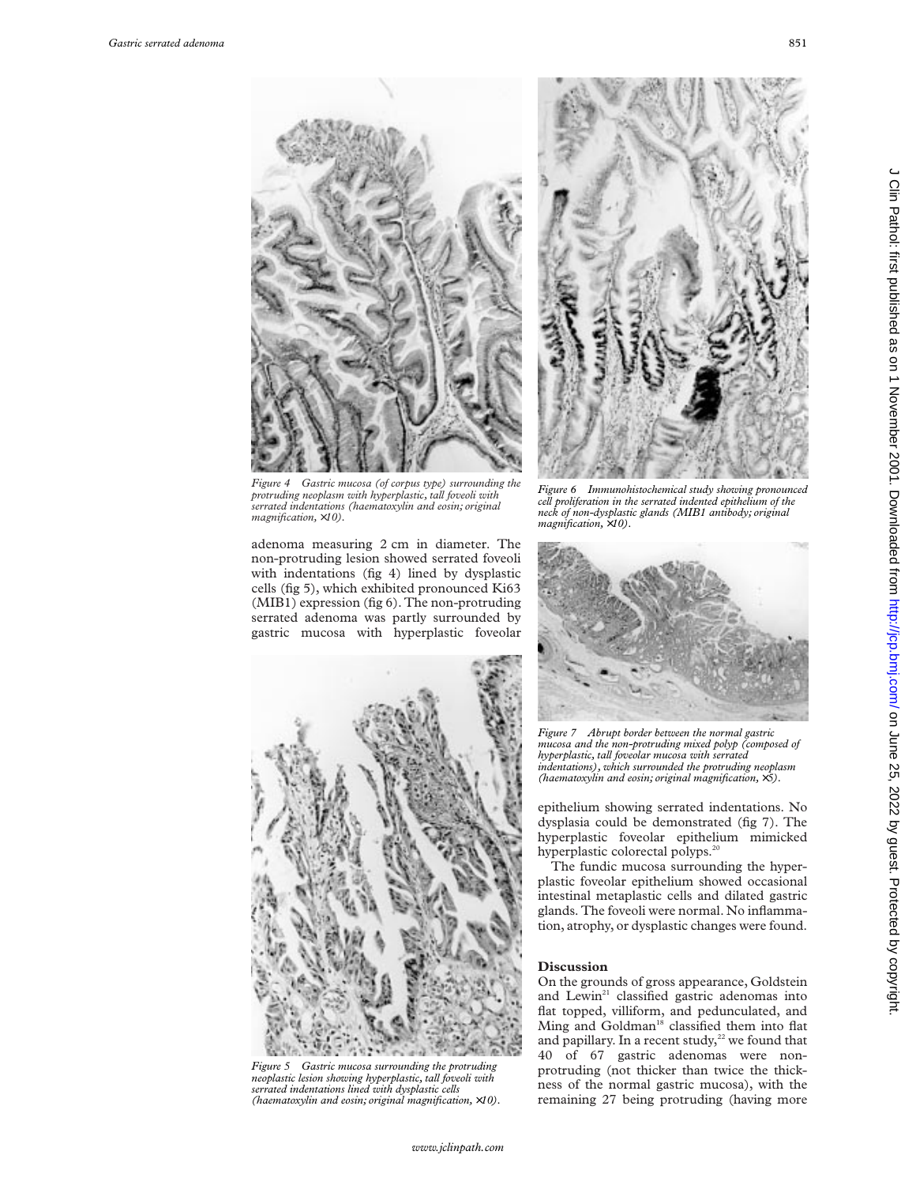Figure 4 Gastric mucosa (of corpus type) surrounding the protruding neoplasm with hyperplastic, tall foveoli with serrated indentations (haematoxylin and eosin; original magnification, ×10).

adenoma measuring 2 cm in diameter. The non-protruding lesion showed serrated foveoli with indentations (fig 4) lined by dysplastic cells (fig 5), which exhibited pronounced Ki63 (MIB1) expression (fig 6). The non-protruding serrated adenoma was partly surrounded by gastric mucosa with hyperplastic foveolar epithelium showing serrated indentations. No dysplasia could be demonstrated (fig 7). The hyperplastic foveolar epithelium mimicked hyperplastic colorectal polyps.[20]

The fundic mucosa surrounding the hyperplastic foveolar epithelium showed occasional intestinal metaplastic cells and dilated gastric glands. The foveoli were normal. No inflammation, atrophy, or dysplastic changes were found.

Figure 5 Gastric mucosa surrounding the protruding neoplastic lesion showing hyperplastic, tall foveoli with serrated indentations lined with dysplastic cells (haematoxylin and eosin; original magnification, ×10).

Figure 6 Immunohistochemical study showing pronounced cell proliferation in the serrated indented epithelium of the neck of non-dysplastic glands (MIB1 antibody; original magnification, ×10).

Figure 7 Abrupt border between the normal gastric mucosa and the non-protruding mixed polyp (composed of hyperplastic, tall foveolar mucosa with serrated indentations), which surrounded the protruding neoplasm (haematoxylin and eosin; original magnification, ×5).

## Discussion

On the grounds of gross appearance, Goldstein and Lewin[21] classified gastric adenomas into flat topped, villiform, and pedunculated, and Ming and Goldman[18] classified them into flat and papillary. In a recent study,[22] we found that 40 of 67 gastric adenomas were non-protruding (not thicker than twice the thickness of the normal gastric mucosa), with the remaining 27 being protruding (having more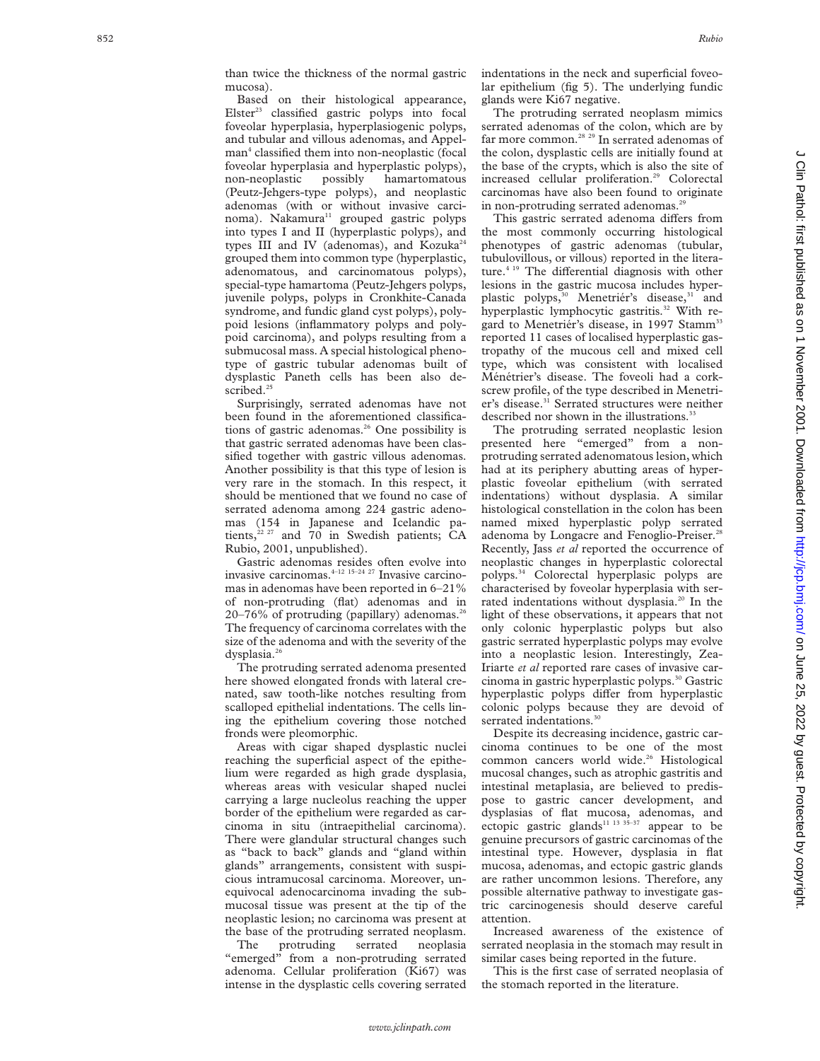than twice the thickness of the normal gastric mucosa).

Based on their histological appearance, Elster[23] classified gastric polyps into focal foveolar hyperplasia, hyperplasiogenic polyps, and tubular and villous adenomas, and Appelman[4] classified them into non-neoplastic (focal foveolar hyperplasia and hyperplastic polyps), non-neoplastic possibly hamartomatous (Peutz-Jehgers-type polyps), and neoplastic adenomas (with or without invasive carcinoma). Nakamura[11] grouped gastric polyps into types I and II (hyperplastic polyps), and types III and IV (adenomas), and Kozuka[24] grouped them into common type (hyperplastic, adenomatous, and carcinomatous polyps), special-type hamartoma (Peutz-Jehgers polyps, juvenile polyps, polyps in Cronkhite-Canada syndrome, and fundic gland cyst polyps), polypoid lesions (inflammatory polyps and polypoid carcinoma), and polyps resulting from a submucosal mass. A special histological phenotype of gastric tubular adenomas built of dysplastic Paneth cells has been also described.[25]

Surprisingly, serrated adenomas have not been found in the aforementioned classifications of gastric adenomas.[26] One possibility is that gastric serrated adenomas have been classified together with gastric villous adenomas. Another possibility is that this type of lesion is very rare in the stomach. In this respect, it should be mentioned that we found no case of serrated adenoma among 224 gastric adenomas (154 in Japanese and Icelandic patients,[22 27] and 70 in Swedish patients; CA Rubio, 2001, unpublished).

Gastric adenomas resides often evolve into invasive carcinomas.[4–12 15–24 27] Invasive carcinomas in adenomas have been reported in 6–21% of non-protruding (flat) adenomas and in 20–76% of protruding (papillary) adenomas.[26] The frequency of carcinoma correlates with the size of the adenoma and with the severity of the dysplasia.[26]

The protruding serrated adenoma presented here showed elongated fronds with lateral crenated, saw tooth-like notches resulting from scalloped epithelial indentations. The cells lining the epithelium covering those notched fronds were pleomorphic.

Areas with cigar shaped dysplastic nuclei reaching the superficial aspect of the epithelium were regarded as high grade dysplasia, whereas areas with vesicular shaped nuclei carrying a large nucleolus reaching the upper border of the epithelium were regarded as carcinoma in situ (intraepithelial carcinoma). There were glandular structural changes such as "back to back" glands and "gland within glands" arrangements, consistent with suspicious intramucosal carcinoma. Moreover, unequivocal adenocarcinoma invading the submucosal tissue was present at the tip of the neoplastic lesion; no carcinoma was present at the base of the protruding serrated neoplasm.

The protruding serrated neoplasia "emerged" from a non-protruding serrated adenoma. Cellular proliferation (Ki67) was intense in the dysplastic cells covering serrated indentations in the neck and superficial foveolar epithelium (fig 5). The underlying fundic glands were Ki67 negative.

The protruding serrated neoplasm mimics serrated adenomas of the colon, which are by far more common.[28 29] In serrated adenomas of the colon, dysplastic cells are initially found at the base of the crypts, which is also the site of increased cellular proliferation.[29] Colorectal carcinomas have also been found to originate in non-protruding serrated adenomas.[29]

This gastric serrated adenoma differs from the most commonly occurring histological phenotypes of gastric adenomas (tubular, tubulovillous, or villous) reported in the literature.[4 19] The differential diagnosis with other lesions in the gastric mucosa includes hyperplastic polyps,[30] Menetriér's disease,[31] and hyperplastic lymphocytic gastritis.[32] With regard to Menetriér's disease, in 1997 Stamm[33] reported 11 cases of localised hyperplastic gastropathy of the mucous cell and mixed cell type, which was consistent with localised Ménétrier's disease. The foveoli had a corkscrew profile, of the type described in Menetrier's disease.[31] Serrated structures were neither described nor shown in the illustrations.[33]

The protruding serrated neoplastic lesion presented here "emerged" from a non-protruding serrated adenomatous lesion, which had at its periphery abutting areas of hyperplastic foveolar epithelium (with serrated indentations) without dysplasia. A similar histological constellation in the colon has been named mixed hyperplastic polyp serrated adenoma by Longacre and Fenoglio-Preiser.[28] Recently, Jass *et al* reported the occurrence of neoplastic changes in hyperplastic colorectal polyps.[34] Colorectal hyperplasic polyps are characterised by foveolar hyperplasia with serrated indentations without dysplasia.[20] In the light of these observations, it appears that not only colonic hyperplastic polyps but also gastric serrated hyperplastic polyps may evolve into a neoplastic lesion. Interestingly, Zea-Iriarte *et al* reported rare cases of invasive carcinoma in gastric hyperplastic polyps.[30] Gastric hyperplastic polyps differ from hyperplastic colonic polyps because they are devoid of serrated indentations.[30]

Despite its decreasing incidence, gastric carcinoma continues to be one of the most common cancers world wide.[26] Histological mucosal changes, such as atrophic gastritis and intestinal metaplasia, are believed to predispose to gastric cancer development, and dysplasias of flat mucosa, adenomas, and ectopic gastric glands[11 13 35–37] appear to be genuine precursors of gastric carcinomas of the intestinal type. However, dysplasia in flat mucosa, adenomas, and ectopic gastric glands are rather uncommon lesions. Therefore, any possible alternative pathway to investigate gastric carcinogenesis should deserve careful attention.

Increased awareness of the existence of serrated neoplasia in the stomach may result in similar cases being reported in the future.

This is the first case of serrated neoplasia of the stomach reported in the literature.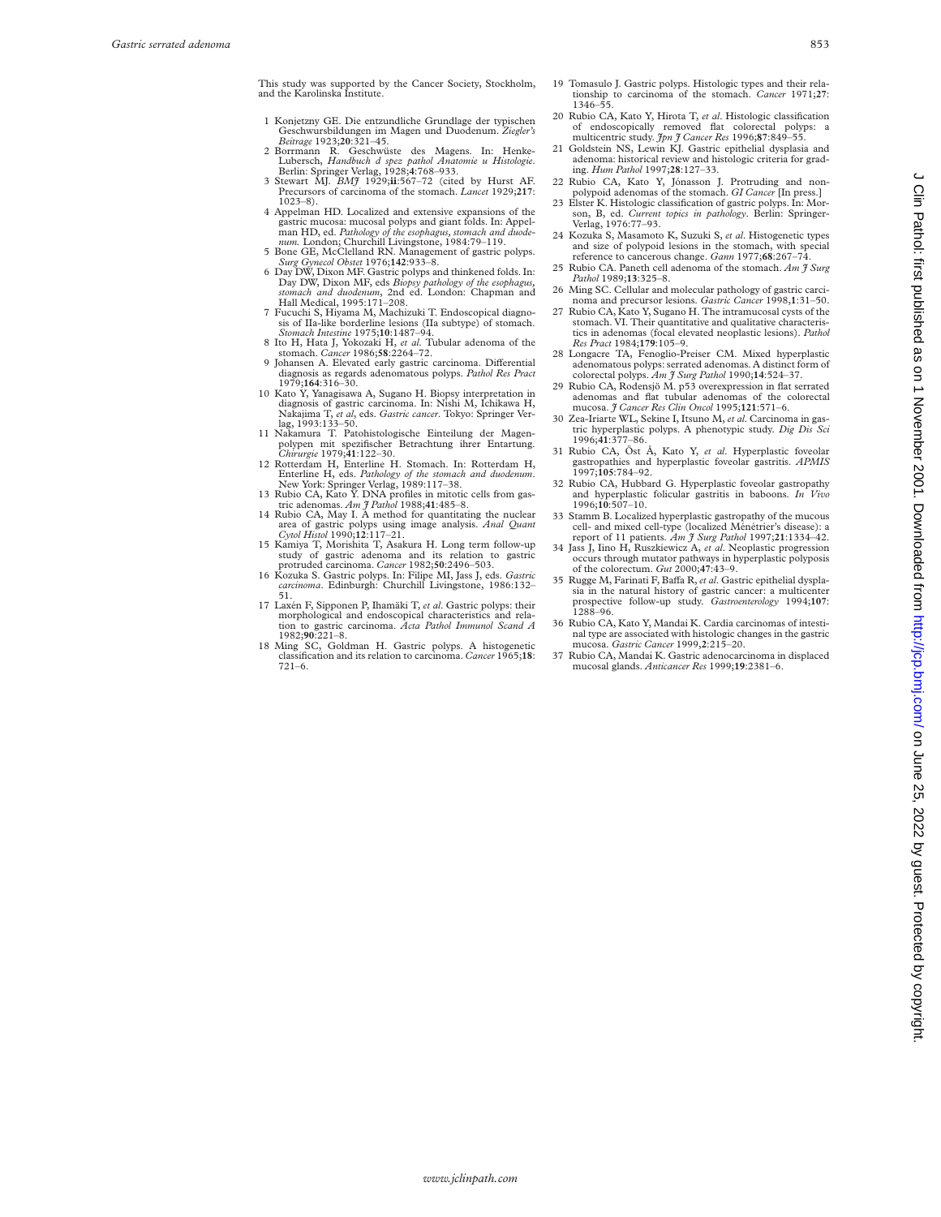This study was supported by the Cancer Society, Stockholm, and the Karolinska Institute.

1 Konjetzny GE. Die entzundliche Grundlage der typischen Geschwursbildungen im Magen und Duodenum. *Ziegler's Beitrage* 1923;**20**:321–45.
2 Borrmann R. Geschwüste des Magens. In: Henke-Lubersch, *Handbuch d spez pathol Anatomie u Histologie*. Berlin: Springer Verlag, 1928;**4**:768–933.
3 Stewart MJ. *BMJ* 1929;**ii**:567–72 (cited by Hurst AF. Precursors of carcinoma of the stomach. *Lancet* 1929;**217**: 1023–8).
4 Appelman HD. Localized and extensive expansions of the gastric mucosa: mucosal polyps and giant folds. In: Appelman HD, ed. *Pathology of the esophagus, stomach and duodenum*. London; Churchill Livingstone, 1984:79–119.
5 Bone GE, McClelland RN. Management of gastric polyps. *Surg Gynecol Obstet* 1976;**142**:933–8.
6 Day DW, Dixon MF. Gastric polyps and thinkened folds. In: Day DW, Dixon MF, eds *Biopsy pathology of the esophagus, stomach and duodenum*, 2nd ed. London: Chapman and Hall Medical, 1995:171–208.
7 Fucuchi S, Hiyama M, Machizuki T. Endoscopical diagnosis of IIa-like borderline lesions (IIa subtype) of stomach. *Stomach Intestine* 1975;**10**:1487–94.
8 Ito H, Hata J, Yokozaki H, *et al*. Tubular adenoma of the stomach. *Cancer* 1986;**58**:2264–72.
9 Johansen A. Elevated early gastric carcinoma. Differential diagnosis as regards adenomatous polyps. *Pathol Res Pract* 1979;**164**:316–30.
10 Kato Y, Yanagisawa A, Sugano H. Biopsy interpretation in diagnosis of gastric carcinoma. In: Nishi M, Ichikawa H, Nakajima T, *et al*, eds. *Gastric cancer*. Tokyo: Springer Verlag, 1993:133–50.
11 Nakamura T. Patohistologische Einteilung der Magenpolypen mit spezifischer Betrachtung ihrer Entartung. *Chirurgie* 1979;**41**:122–30.
12 Rotterdam H, Enterline H. Stomach. In: Rotterdam H, Enterline H, eds. *Pathology of the stomach and duodenum*. New York: Springer Verlag, 1989:117–38.
13 Rubio CA, Kato Y. DNA profiles in mitotic cells from gastric adenomas. *Am J Pathol* 1988;**41**:485–8.
14 Rubio CA, May I. A method for quantitating the nuclear area of gastric polyps using image analysis. *Anal Quant Cytol Histol* 1990;**12**:117–21.
15 Kamiya T, Morishita T, Asakura H. Long term follow-up study of gastric adenoma and its relation to gastric protruded carcinoma. *Cancer* 1982;**50**:2496–503.
16 Kozuka S. Gastric polyps. In: Filipe MI, Jass J, eds. *Gastric carcinoma*. Edinburgh: Churchill Livingstone, 1986:132–51.
17 Laxén F, Sipponen P, Ihamäki T, *et al*. Gastric polyps: their morphological and endoscopical characteristics and relation to gastric carcinoma. *Acta Pathol Immunol Scand A* 1982;**90**:221–8.
18 Ming SC, Goldman H. Gastric polyps. A histogenetic classification and its relation to carcinoma. *Cancer* 1965;**18**: 721–6.
19 Tomasulo J. Gastric polyps. Histologic types and their relationship to carcinoma of the stomach. *Cancer* 1971;**27**: 1346–55.
20 Rubio CA, Kato Y, Hirota T, *et al*. Histologic classification of endoscopically removed flat colorectal polyps: a multicentric study. *Jpn J Cancer Res* 1996;**87**:849–55.
21 Goldstein NS, Lewin KJ. Gastric epithelial dysplasia and adenoma: historical review and histologic criteria for grading. *Hum Pathol* 1997;**28**:127–33.
22 Rubio CA, Kato Y, Jónasson J. Protruding and nonpolypoid adenomas of the stomach. *GI Cancer* [In press.]
23 Elster K. Histologic classification of gastric polyps. In: Morson, B, ed. *Current topics in pathology*. Berlin: Springer-Verlag, 1976:77–93.
24 Kozuka S, Masamoto K, Suzuki S, *et al*. Histogenetic types and size of polypoid lesions in the stomach, with special reference to cancerous change. *Gann* 1977;**68**:267–74.
25 Rubio CA. Paneth cell adenoma of the stomach. *Am J Surg Pathol* 1989;**13**:325–8.
26 Ming SC. Cellular and molecular pathology of gastric carcinoma and precursor lesions. *Gastric Cancer* 1998,**1**:31–50.
27 Rubio CA, Kato Y, Sugano H. The intramucosal cysts of the stomach. VI. Their quantitative and qualitative characteristics in adenomas (focal elevated neoplastic lesions). *Pathol Res Pract* 1984;**179**:105–9.
28 Longacre TA, Fenoglio-Preiser CM. Mixed hyperplastic adenomatous polyps: serrated adenomas. A distinct form of colorectal polyps. *Am J Surg Pathol* 1990;**14**:524–37.
29 Rubio CA, Rodensjö M. p53 overexpression in flat serrated adenomas and flat tubular adenomas of the colorectal mucosa. *J Cancer Res Clin Oncol* 1995;**121**:571–6.
30 Zea-Iriarte WL, Sekine I, Itsuno M, *et al*. Carcinoma in gastric hyperplastic polyps. A phenotypic study. *Dig Dis Sci* 1996;**41**:377–86.
31 Rubio CA, Öst Å, Kato Y, *et al*. Hyperplastic foveolar gastropathies and hyperplastic foveolar gastritis. *APMIS* 1997;**105**:784–92.
32 Rubio CA, Hubbard G. Hyperplastic foveolar gastropathy and hyperplastic folicular gastritis in baboons. *In Vivo* 1996;**10**:507–10.
33 Stamm B. Localized hyperplastic gastropathy of the mucous cell- and mixed cell-type (localized Ménétrier's disease): a report of 11 patients. *Am J Surg Pathol* 1997;**21**:1334–42.
34 Jass J, Iino H, Ruszkiewicz A, *et al*. Neoplastic progression occurs through mutator pathways in hyperplastic polyposis of the colorectum. *Gut* 2000;**47**:43–9.
35 Rugge M, Farinati F, Baffa R, *et al*. Gastric epithelial dysplasia in the natural history of gastric cancer: a multicenter prospective follow-up study. *Gastroenterology* 1994;**107**: 1288–96.
36 Rubio CA, Kato Y, Mandai K. Cardia carcinomas of intestinal type are associated with histologic changes in the gastric mucosa. *Gastric Cancer* 1999,**2**:215–20.
37 Rubio CA, Mandai K. Gastric adenocarcinoma in displaced mucosal glands. *Anticancer Res* 1999;**19**:2381–6.